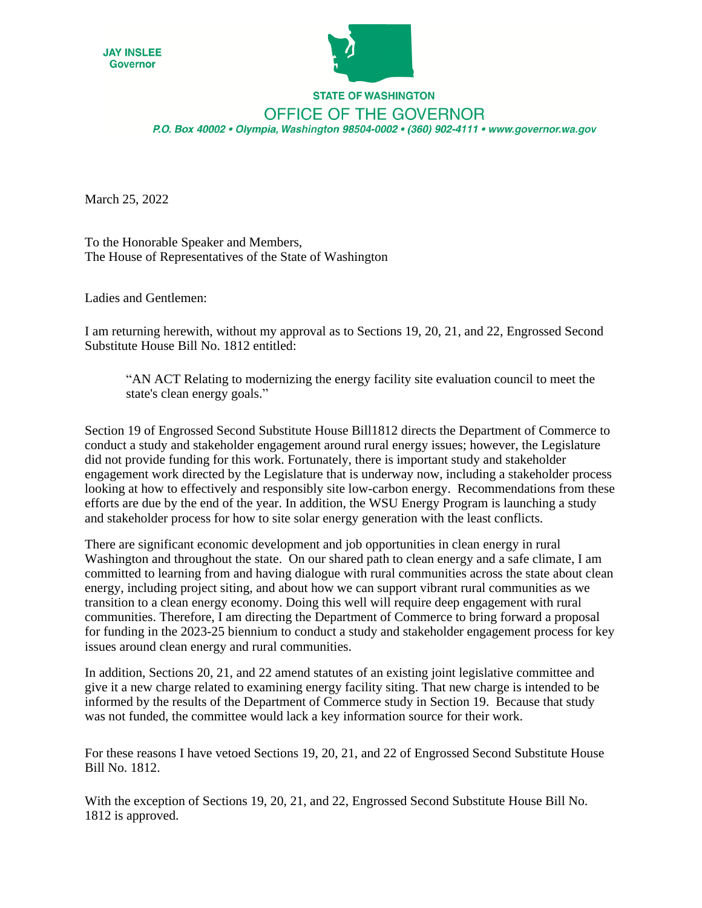JAY INSLEE
Governor

STATE OF WASHINGTON

OFFICE OF THE GOVERNOR

*P.O. Box 40002 • Olympia, Washington 98504-0002 • (360) 902-4111 • www.governor.wa.gov*

March 25, 2022

To the Honorable Speaker and Members,
The House of Representatives of the State of Washington

Ladies and Gentlemen:

I am returning herewith, without my approval as to Sections 19, 20, 21, and 22, Engrossed Second Substitute House Bill No. 1812 entitled:

> "AN ACT Relating to modernizing the energy facility site evaluation council to meet the state's clean energy goals."

Section 19 of Engrossed Second Substitute House Bill1812 directs the Department of Commerce to conduct a study and stakeholder engagement around rural energy issues; however, the Legislature did not provide funding for this work. Fortunately, there is important study and stakeholder engagement work directed by the Legislature that is underway now, including a stakeholder process looking at how to effectively and responsibly site low-carbon energy. Recommendations from these efforts are due by the end of the year. In addition, the WSU Energy Program is launching a study and stakeholder process for how to site solar energy generation with the least conflicts.

There are significant economic development and job opportunities in clean energy in rural Washington and throughout the state. On our shared path to clean energy and a safe climate, I am committed to learning from and having dialogue with rural communities across the state about clean energy, including project siting, and about how we can support vibrant rural communities as we transition to a clean energy economy. Doing this well will require deep engagement with rural communities. Therefore, I am directing the Department of Commerce to bring forward a proposal for funding in the 2023-25 biennium to conduct a study and stakeholder engagement process for key issues around clean energy and rural communities.

In addition, Sections 20, 21, and 22 amend statutes of an existing joint legislative committee and give it a new charge related to examining energy facility siting. That new charge is intended to be informed by the results of the Department of Commerce study in Section 19. Because that study was not funded, the committee would lack a key information source for their work.

For these reasons I have vetoed Sections 19, 20, 21, and 22 of Engrossed Second Substitute House Bill No. 1812.

With the exception of Sections 19, 20, 21, and 22, Engrossed Second Substitute House Bill No. 1812 is approved.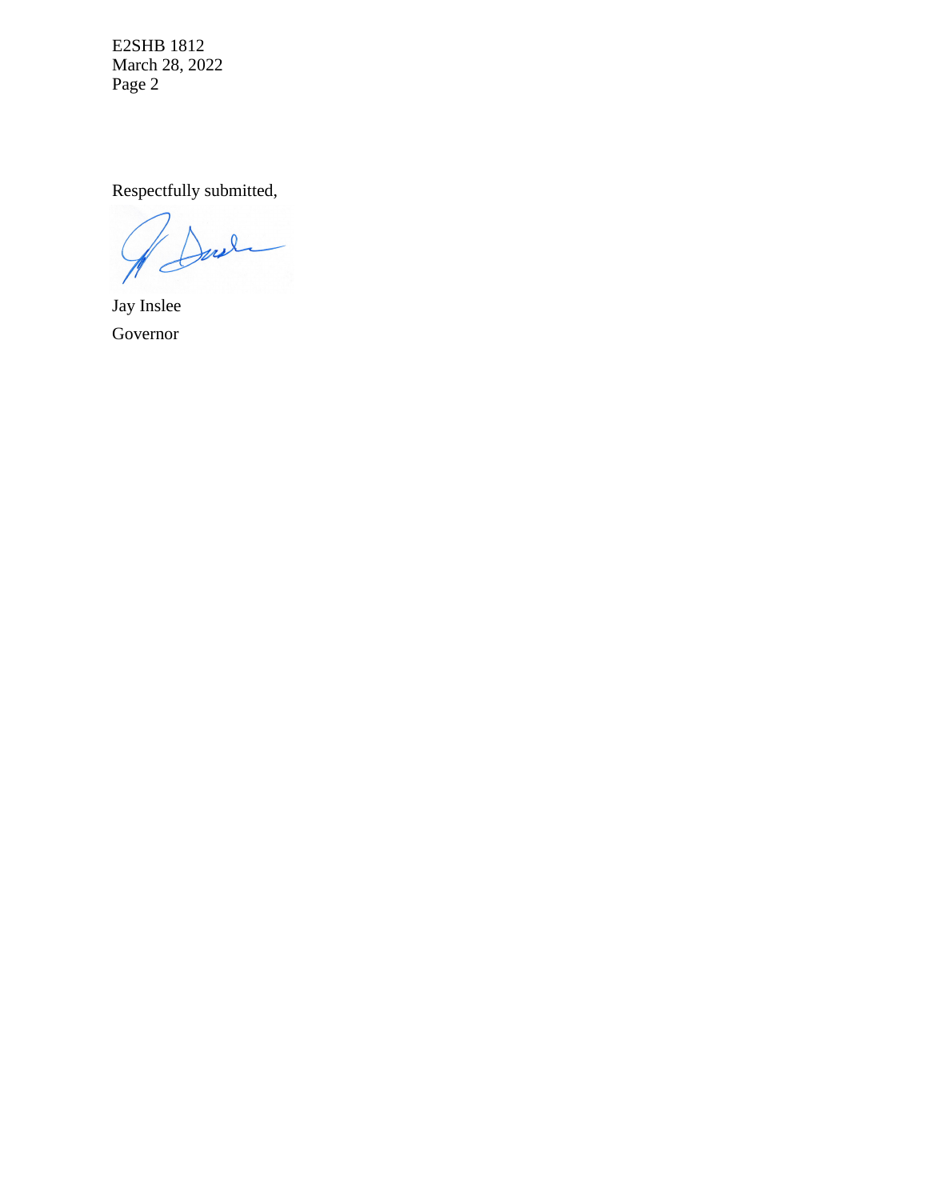Respectfully submitted,

Jay Inslee

Governor